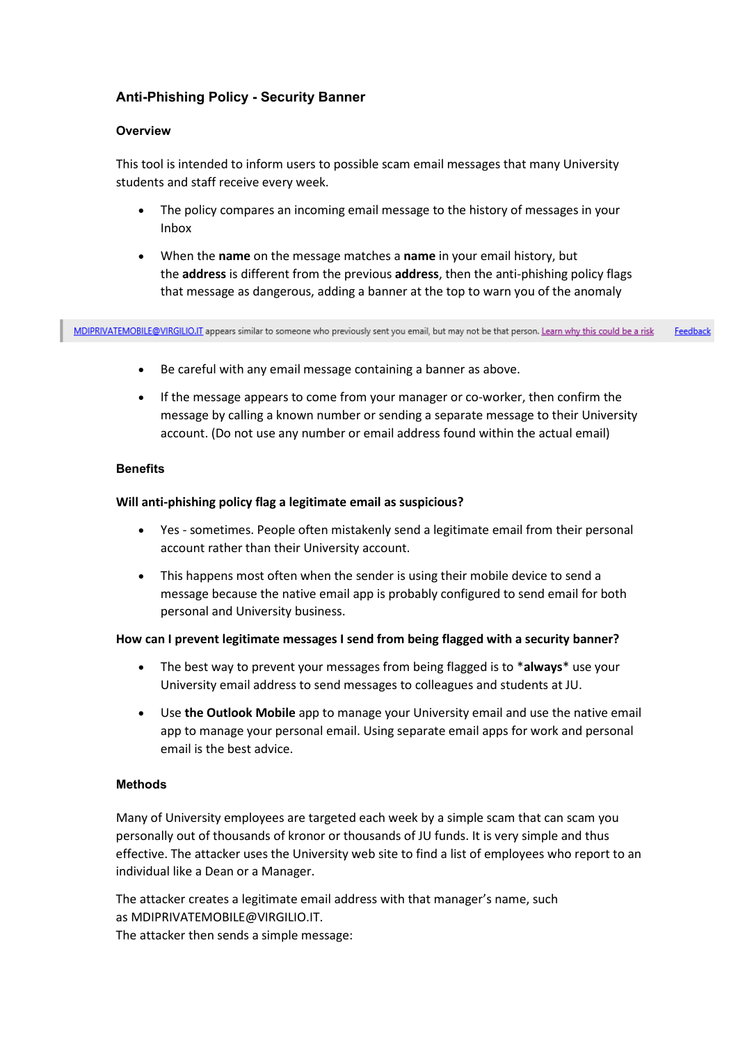## Anti-Phishing Policy - Security Banner

### Overview

This tool is intended to inform users to possible scam email messages that many University students and staff receive every week.

- The policy compares an incoming email message to the history of messages in your Inbox
- When the **name** on the message matches a **name** in your email history, but the **address** is different from the previous **address**, then the anti-phishing policy flags that message as dangerous, adding a banner at the top to warn you of the anomaly

MDIPRIVATEMOBILE@VIRGILIO.IT appears similar to someone who previously sent you email, but may not be that person. Learn why this could be a risk Feedback

- Be careful with any email message containing a banner as above.
- If the message appears to come from your manager or co-worker, then confirm the message by calling a known number or sending a separate message to their University account. (Do not use any number or email address found within the actual email)

### Benefits

#### Will anti-phishing policy flag a legitimate email as suspicious?

- Yes - sometimes. People often mistakenly send a legitimate email from their personal account rather than their University account.
- This happens most often when the sender is using their mobile device to send a message because the native email app is probably configured to send email for both personal and University business.

#### How can I prevent legitimate messages I send from being flagged with a security banner?

- The best way to prevent your messages from being flagged is to \***always**\* use your University email address to send messages to colleagues and students at JU.
- Use **the Outlook Mobile** app to manage your University email and use the native email app to manage your personal email. Using separate email apps for work and personal email is the best advice.

### Methods

Many of University employees are targeted each week by a simple scam that can scam you personally out of thousands of kronor or thousands of JU funds. It is very simple and thus effective. The attacker uses the University web site to find a list of employees who report to an individual like a Dean or a Manager.

The attacker creates a legitimate email address with that manager's name, such as MDIPRIVATEMOBILE@VIRGILIO.IT.
The attacker then sends a simple message: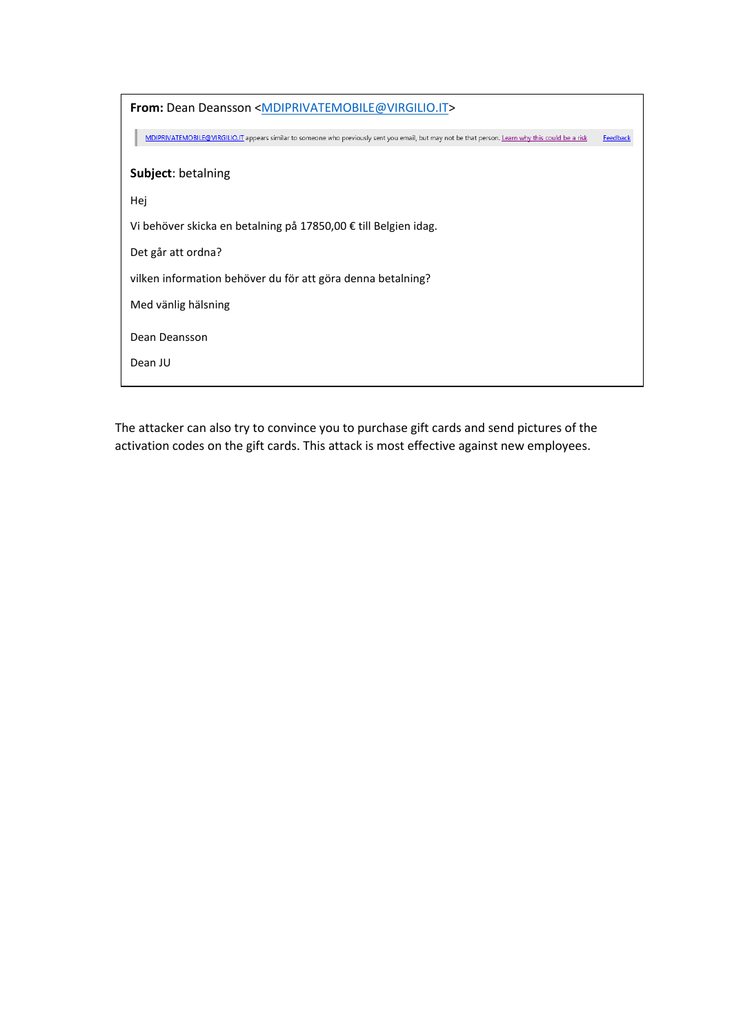**From:** Dean Deansson <MDIPRIVATEMOBILE@VIRGILIO.IT>

MDIPRIVATEMOBILE@VIRGILIO.IT appears similar to someone who previously sent you email, but may not be that person. Learn why this could be a risk Feedback

**Subject**: betalning

Hej

Vi behöver skicka en betalning på 17850,00 € till Belgien idag.

Det går att ordna?

vilken information behöver du för att göra denna betalning?

Med vänlig hälsning

Dean Deansson

Dean JU

The attacker can also try to convince you to purchase gift cards and send pictures of the activation codes on the gift cards. This attack is most effective against new employees.